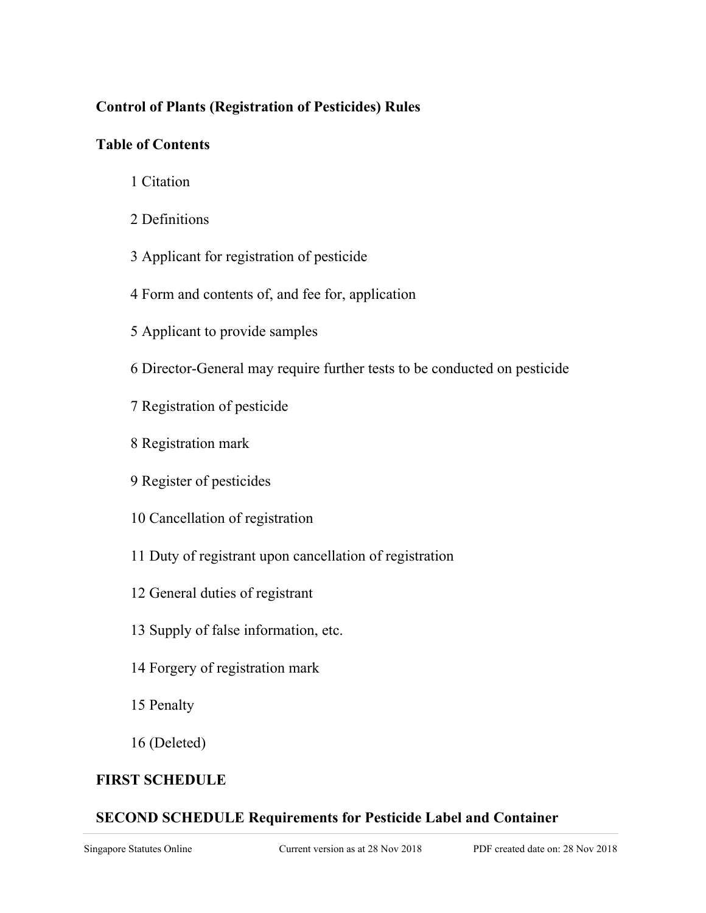**Control of Plants (Registration of Pesticides) Rules**

**Table of Contents**

1 Citation

2 Definitions

3 Applicant for registration of pesticide

4 Form and contents of, and fee for, application

5 Applicant to provide samples

6 Director-General may require further tests to be conducted on pesticide

7 Registration of pesticide

8 Registration mark

9 Register of pesticides

10 Cancellation of registration

11 Duty of registrant upon cancellation of registration

12 General duties of registrant

13 Supply of false information, etc.

14 Forgery of registration mark

15 Penalty

16 (Deleted)

**FIRST SCHEDULE**

**SECOND SCHEDULE Requirements for Pesticide Label and Container**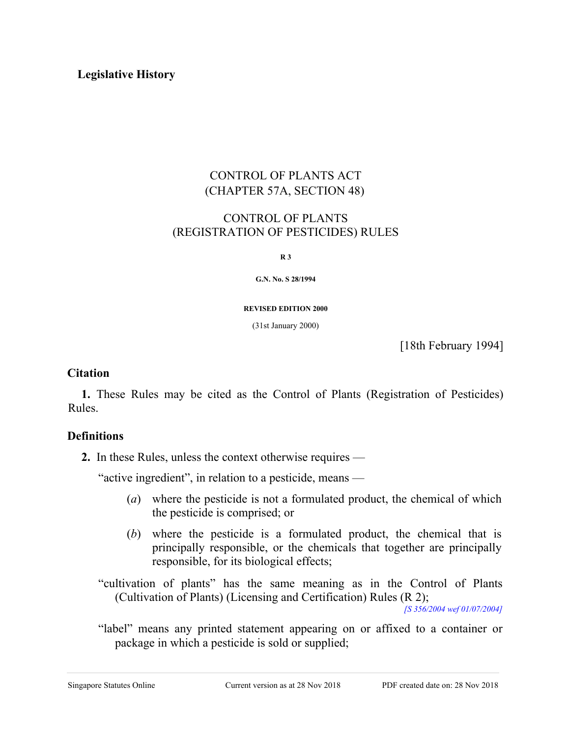**Legislative History**

CONTROL OF PLANTS ACT
(CHAPTER 57A, SECTION 48)

CONTROL OF PLANTS
(REGISTRATION OF PESTICIDES) RULES

**R 3**

**G.N. No. S 28/1994**

**REVISED EDITION 2000**

(31st January 2000)

[18th February 1994]

### Citation

**1.** These Rules may be cited as the Control of Plants (Registration of Pesticides) Rules.

### Definitions

**2.** In these Rules, unless the context otherwise requires —

"active ingredient", in relation to a pesticide, means —

(*a*) where the pesticide is not a formulated product, the chemical of which the pesticide is comprised; or

(*b*) where the pesticide is a formulated product, the chemical that is principally responsible, or the chemicals that together are principally responsible, for its biological effects;

"cultivation of plants" has the same meaning as in the Control of Plants (Cultivation of Plants) (Licensing and Certification) Rules (R 2);

*[S 356/2004 wef 01/07/2004]*

"label" means any printed statement appearing on or affixed to a container or package in which a pesticide is sold or supplied;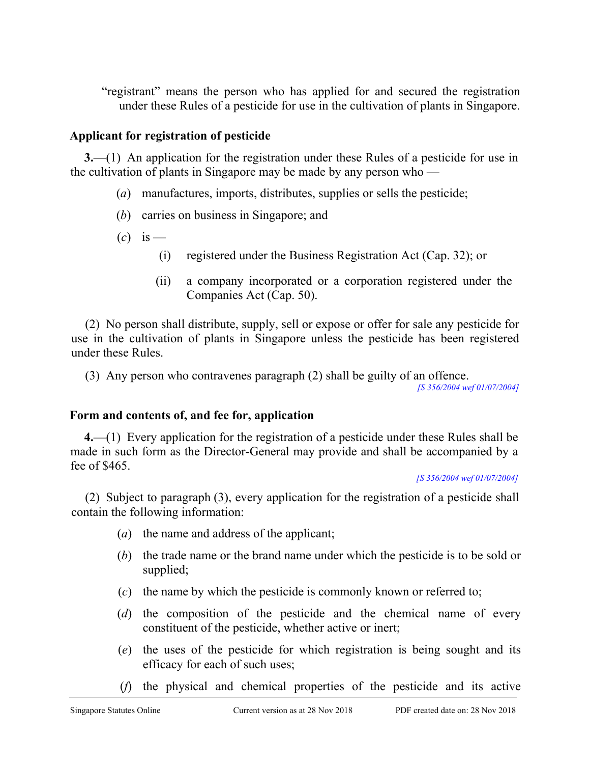"registrant" means the person who has applied for and secured the registration under these Rules of a pesticide for use in the cultivation of plants in Singapore.

### Applicant for registration of pesticide

**3.**—(1) An application for the registration under these Rules of a pesticide for use in the cultivation of plants in Singapore may be made by any person who —

(*a*) manufactures, imports, distributes, supplies or sells the pesticide;

(*b*) carries on business in Singapore; and

(*c*) is —

(i) registered under the Business Registration Act (Cap. 32); or

(ii) a company incorporated or a corporation registered under the Companies Act (Cap. 50).

(2) No person shall distribute, supply, sell or expose or offer for sale any pesticide for use in the cultivation of plants in Singapore unless the pesticide has been registered under these Rules.

(3) Any person who contravenes paragraph (2) shall be guilty of an offence.

*[S 356/2004 wef 01/07/2004]*

### Form and contents of, and fee for, application

**4.**—(1) Every application for the registration of a pesticide under these Rules shall be made in such form as the Director-General may provide and shall be accompanied by a fee of $465.

*[S 356/2004 wef 01/07/2004]*

(2) Subject to paragraph (3), every application for the registration of a pesticide shall contain the following information:

(*a*) the name and address of the applicant;

(*b*) the trade name or the brand name under which the pesticide is to be sold or supplied;

(*c*) the name by which the pesticide is commonly known or referred to;

(*d*) the composition of the pesticide and the chemical name of every constituent of the pesticide, whether active or inert;

(*e*) the uses of the pesticide for which registration is being sought and its efficacy for each of such uses;

(*f*) the physical and chemical properties of the pesticide and its active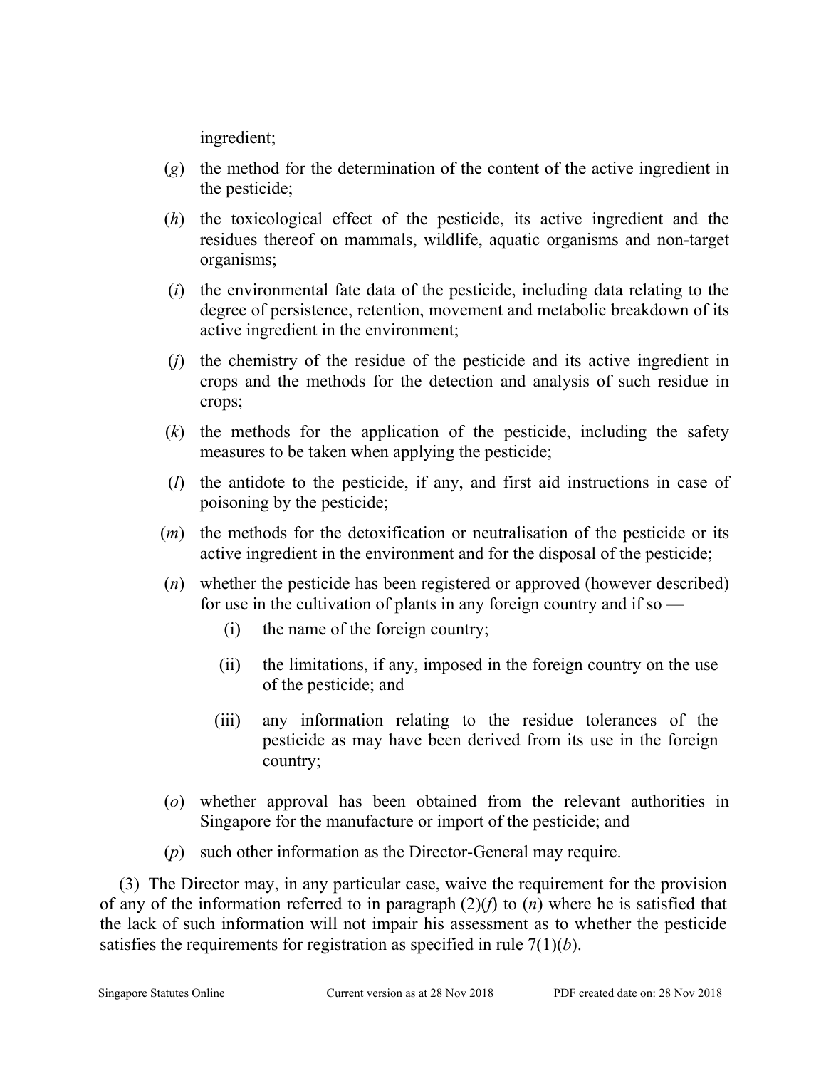ingredient;

(*g*) the method for the determination of the content of the active ingredient in the pesticide;

(*h*) the toxicological effect of the pesticide, its active ingredient and the residues thereof on mammals, wildlife, aquatic organisms and non-target organisms;

(*i*) the environmental fate data of the pesticide, including data relating to the degree of persistence, retention, movement and metabolic breakdown of its active ingredient in the environment;

(*j*) the chemistry of the residue of the pesticide and its active ingredient in crops and the methods for the detection and analysis of such residue in crops;

(*k*) the methods for the application of the pesticide, including the safety measures to be taken when applying the pesticide;

(*l*) the antidote to the pesticide, if any, and first aid instructions in case of poisoning by the pesticide;

(*m*) the methods for the detoxification or neutralisation of the pesticide or its active ingredient in the environment and for the disposal of the pesticide;

(*n*) whether the pesticide has been registered or approved (however described) for use in the cultivation of plants in any foreign country and if so —

   (i) the name of the foreign country;

   (ii) the limitations, if any, imposed in the foreign country on the use of the pesticide; and

   (iii) any information relating to the residue tolerances of the pesticide as may have been derived from its use in the foreign country;

(*o*) whether approval has been obtained from the relevant authorities in Singapore for the manufacture or import of the pesticide; and

(*p*) such other information as the Director-General may require.

(3) The Director may, in any particular case, waive the requirement for the provision of any of the information referred to in paragraph (2)(*f*) to (*n*) where he is satisfied that the lack of such information will not impair his assessment as to whether the pesticide satisfies the requirements for registration as specified in rule 7(1)(*b*).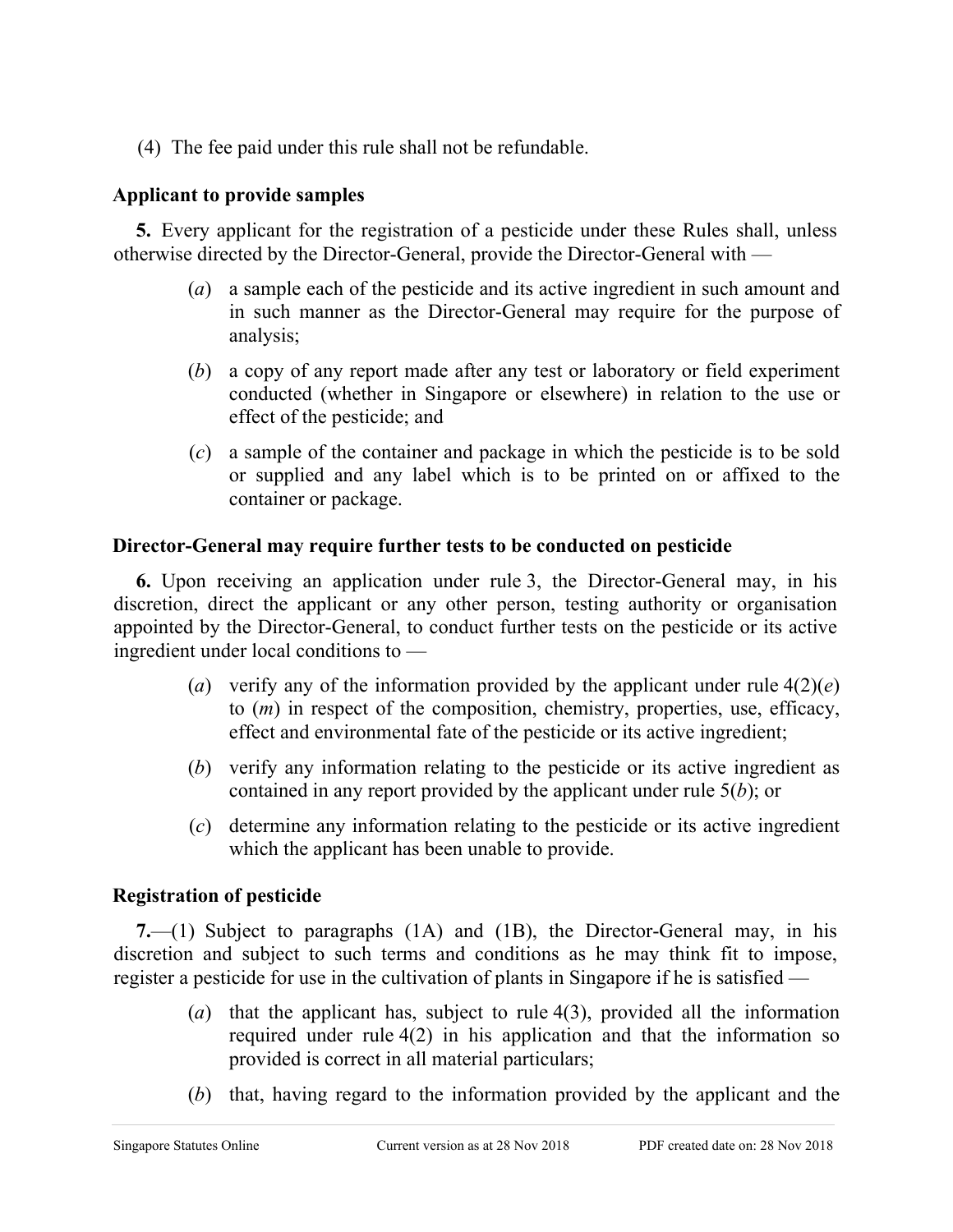(4) The fee paid under this rule shall not be refundable.

### Applicant to provide samples

**5.** Every applicant for the registration of a pesticide under these Rules shall, unless otherwise directed by the Director-General, provide the Director-General with —

- (*a*) a sample each of the pesticide and its active ingredient in such amount and in such manner as the Director-General may require for the purpose of analysis;
- (*b*) a copy of any report made after any test or laboratory or field experiment conducted (whether in Singapore or elsewhere) in relation to the use or effect of the pesticide; and
- (*c*) a sample of the container and package in which the pesticide is to be sold or supplied and any label which is to be printed on or affixed to the container or package.

### Director-General may require further tests to be conducted on pesticide

**6.** Upon receiving an application under rule 3, the Director-General may, in his discretion, direct the applicant or any other person, testing authority or organisation appointed by the Director-General, to conduct further tests on the pesticide or its active ingredient under local conditions to —

- (*a*) verify any of the information provided by the applicant under rule 4(2)(*e*) to (*m*) in respect of the composition, chemistry, properties, use, efficacy, effect and environmental fate of the pesticide or its active ingredient;
- (*b*) verify any information relating to the pesticide or its active ingredient as contained in any report provided by the applicant under rule 5(*b*); or
- (*c*) determine any information relating to the pesticide or its active ingredient which the applicant has been unable to provide.

### Registration of pesticide

**7.**—(1) Subject to paragraphs (1A) and (1B), the Director-General may, in his discretion and subject to such terms and conditions as he may think fit to impose, register a pesticide for use in the cultivation of plants in Singapore if he is satisfied —

- (*a*) that the applicant has, subject to rule 4(3), provided all the information required under rule 4(2) in his application and that the information so provided is correct in all material particulars;
- (*b*) that, having regard to the information provided by the applicant and the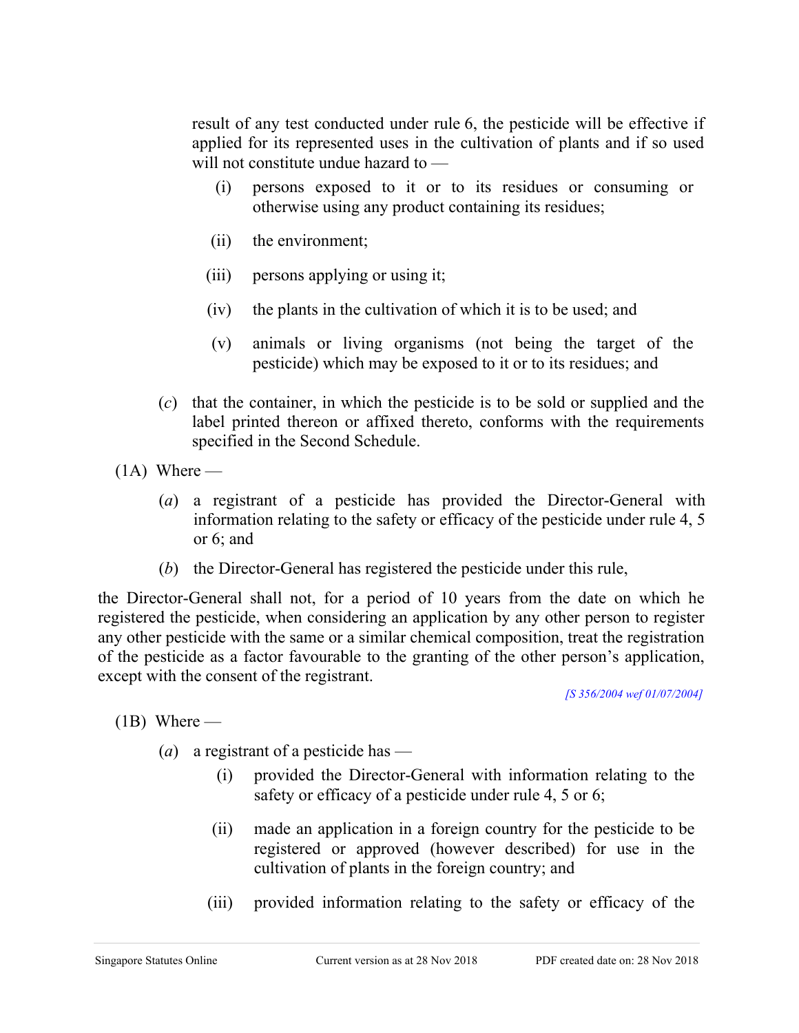result of any test conducted under rule 6, the pesticide will be effective if applied for its represented uses in the cultivation of plants and if so used will not constitute undue hazard to —

(i) persons exposed to it or to its residues or consuming or otherwise using any product containing its residues;

(ii) the environment;

(iii) persons applying or using it;

(iv) the plants in the cultivation of which it is to be used; and

(v) animals or living organisms (not being the target of the pesticide) which may be exposed to it or to its residues; and

(*c*) that the container, in which the pesticide is to be sold or supplied and the label printed thereon or affixed thereto, conforms with the requirements specified in the Second Schedule.

(1A) Where —

(*a*) a registrant of a pesticide has provided the Director-General with information relating to the safety or efficacy of the pesticide under rule 4, 5 or 6; and

(*b*) the Director-General has registered the pesticide under this rule,

the Director-General shall not, for a period of 10 years from the date on which he registered the pesticide, when considering an application by any other person to register any other pesticide with the same or a similar chemical composition, treat the registration of the pesticide as a factor favourable to the granting of the other person's application, except with the consent of the registrant.

*[S 356/2004 wef 01/07/2004]*

(1B) Where —

(*a*) a registrant of a pesticide has —

(i) provided the Director-General with information relating to the safety or efficacy of a pesticide under rule 4, 5 or 6;

(ii) made an application in a foreign country for the pesticide to be registered or approved (however described) for use in the cultivation of plants in the foreign country; and

(iii) provided information relating to the safety or efficacy of the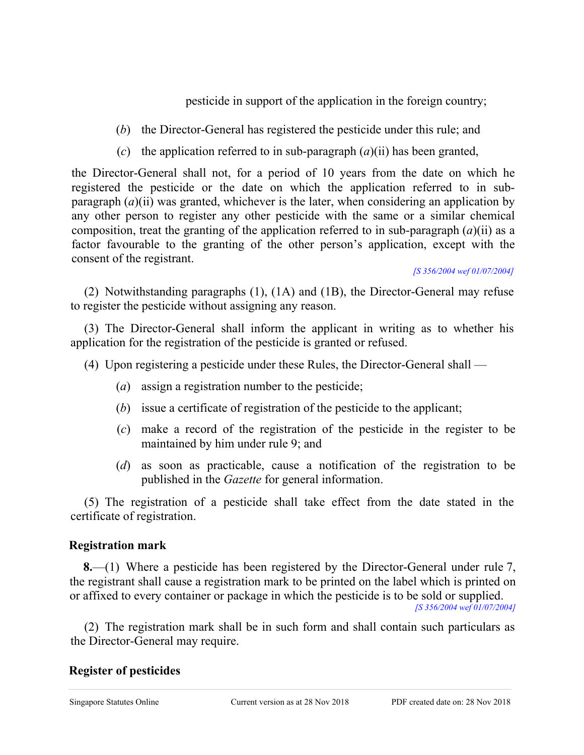pesticide in support of the application in the foreign country;

(*b*) the Director-General has registered the pesticide under this rule; and

(*c*) the application referred to in sub-paragraph (*a*)(ii) has been granted,

the Director-General shall not, for a period of 10 years from the date on which he registered the pesticide or the date on which the application referred to in sub-paragraph (*a*)(ii) was granted, whichever is the later, when considering an application by any other person to register any other pesticide with the same or a similar chemical composition, treat the granting of the application referred to in sub-paragraph (*a*)(ii) as a factor favourable to the granting of the other person's application, except with the consent of the registrant.

*[S 356/2004 wef 01/07/2004]*

(2) Notwithstanding paragraphs (1), (1A) and (1B), the Director-General may refuse to register the pesticide without assigning any reason.

(3) The Director-General shall inform the applicant in writing as to whether his application for the registration of the pesticide is granted or refused.

(4) Upon registering a pesticide under these Rules, the Director-General shall —

(*a*) assign a registration number to the pesticide;

(*b*) issue a certificate of registration of the pesticide to the applicant;

(*c*) make a record of the registration of the pesticide in the register to be maintained by him under rule 9; and

(*d*) as soon as practicable, cause a notification of the registration to be published in the *Gazette* for general information.

(5) The registration of a pesticide shall take effect from the date stated in the certificate of registration.

### Registration mark

**8.**—(1) Where a pesticide has been registered by the Director-General under rule 7, the registrant shall cause a registration mark to be printed on the label which is printed on or affixed to every container or package in which the pesticide is to be sold or supplied.

*[S 356/2004 wef 01/07/2004]*

(2) The registration mark shall be in such form and shall contain such particulars as the Director-General may require.

### Register of pesticides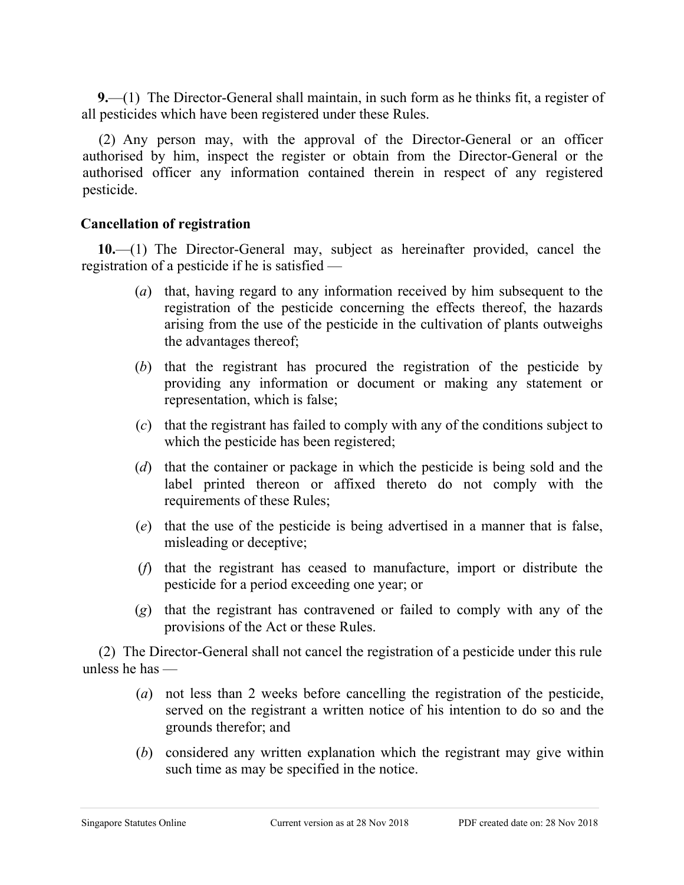**9.**—(1) The Director-General shall maintain, in such form as he thinks fit, a register of all pesticides which have been registered under these Rules.

(2) Any person may, with the approval of the Director-General or an officer authorised by him, inspect the register or obtain from the Director-General or the authorised officer any information contained therein in respect of any registered pesticide.

**Cancellation of registration**

**10.**—(1) The Director-General may, subject as hereinafter provided, cancel the registration of a pesticide if he is satisfied —

(*a*) that, having regard to any information received by him subsequent to the registration of the pesticide concerning the effects thereof, the hazards arising from the use of the pesticide in the cultivation of plants outweighs the advantages thereof;

(*b*) that the registrant has procured the registration of the pesticide by providing any information or document or making any statement or representation, which is false;

(*c*) that the registrant has failed to comply with any of the conditions subject to which the pesticide has been registered;

(*d*) that the container or package in which the pesticide is being sold and the label printed thereon or affixed thereto do not comply with the requirements of these Rules;

(*e*) that the use of the pesticide is being advertised in a manner that is false, misleading or deceptive;

(*f*) that the registrant has ceased to manufacture, import or distribute the pesticide for a period exceeding one year; or

(*g*) that the registrant has contravened or failed to comply with any of the provisions of the Act or these Rules.

(2) The Director-General shall not cancel the registration of a pesticide under this rule unless he has —

(*a*) not less than 2 weeks before cancelling the registration of the pesticide, served on the registrant a written notice of his intention to do so and the grounds therefor; and

(*b*) considered any written explanation which the registrant may give within such time as may be specified in the notice.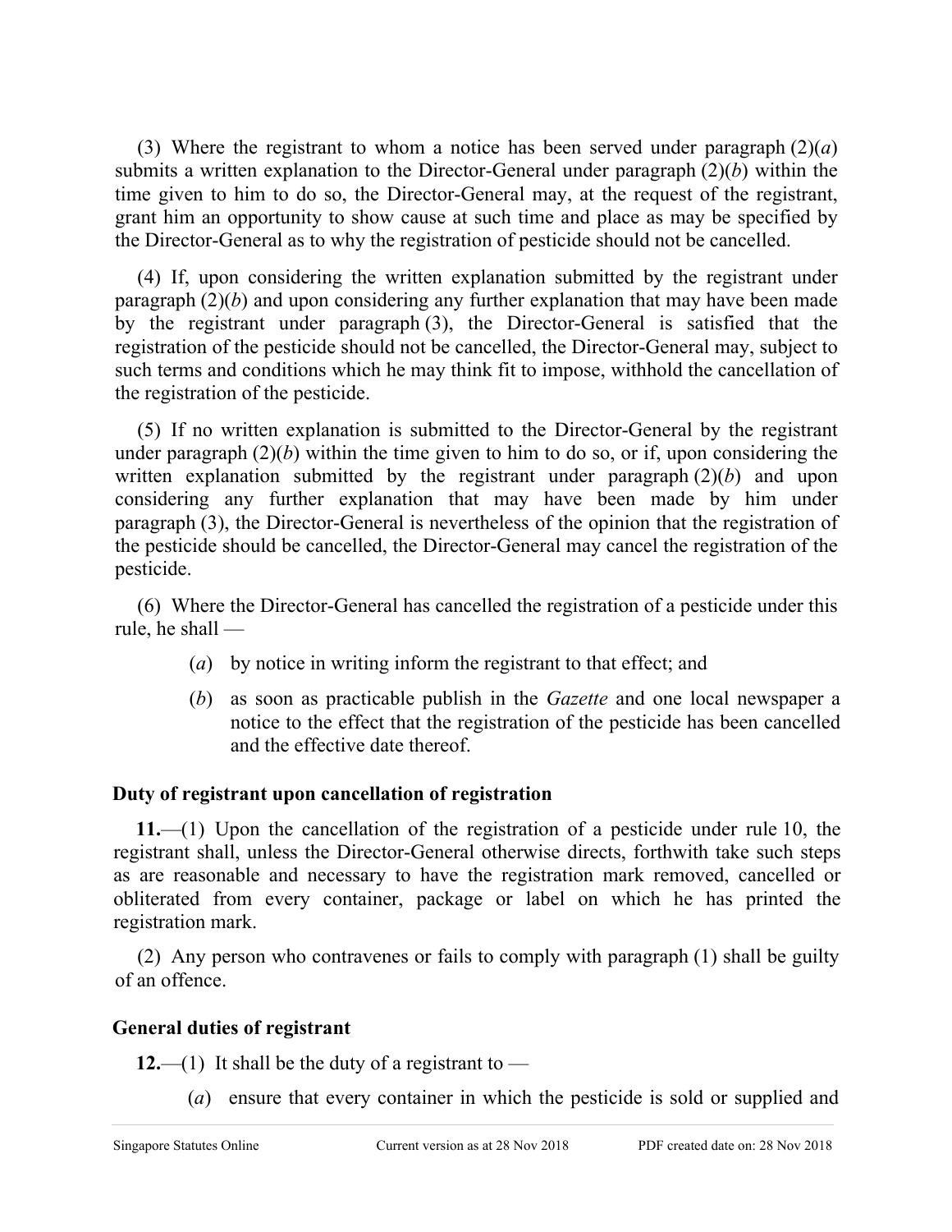(3) Where the registrant to whom a notice has been served under paragraph (2)(*a*) submits a written explanation to the Director-General under paragraph (2)(*b*) within the time given to him to do so, the Director-General may, at the request of the registrant, grant him an opportunity to show cause at such time and place as may be specified by the Director-General as to why the registration of pesticide should not be cancelled.

(4) If, upon considering the written explanation submitted by the registrant under paragraph (2)(*b*) and upon considering any further explanation that may have been made by the registrant under paragraph (3), the Director-General is satisfied that the registration of the pesticide should not be cancelled, the Director-General may, subject to such terms and conditions which he may think fit to impose, withhold the cancellation of the registration of the pesticide.

(5) If no written explanation is submitted to the Director-General by the registrant under paragraph (2)(*b*) within the time given to him to do so, or if, upon considering the written explanation submitted by the registrant under paragraph (2)(*b*) and upon considering any further explanation that may have been made by him under paragraph (3), the Director-General is nevertheless of the opinion that the registration of the pesticide should be cancelled, the Director-General may cancel the registration of the pesticide.

(6) Where the Director-General has cancelled the registration of a pesticide under this rule, he shall —

- (*a*) by notice in writing inform the registrant to that effect; and
- (*b*) as soon as practicable publish in the *Gazette* and one local newspaper a notice to the effect that the registration of the pesticide has been cancelled and the effective date thereof.

**Duty of registrant upon cancellation of registration**

**11.**—(1) Upon the cancellation of the registration of a pesticide under rule 10, the registrant shall, unless the Director-General otherwise directs, forthwith take such steps as are reasonable and necessary to have the registration mark removed, cancelled or obliterated from every container, package or label on which he has printed the registration mark.

(2) Any person who contravenes or fails to comply with paragraph (1) shall be guilty of an offence.

**General duties of registrant**

**12.**—(1) It shall be the duty of a registrant to —

- (*a*) ensure that every container in which the pesticide is sold or supplied and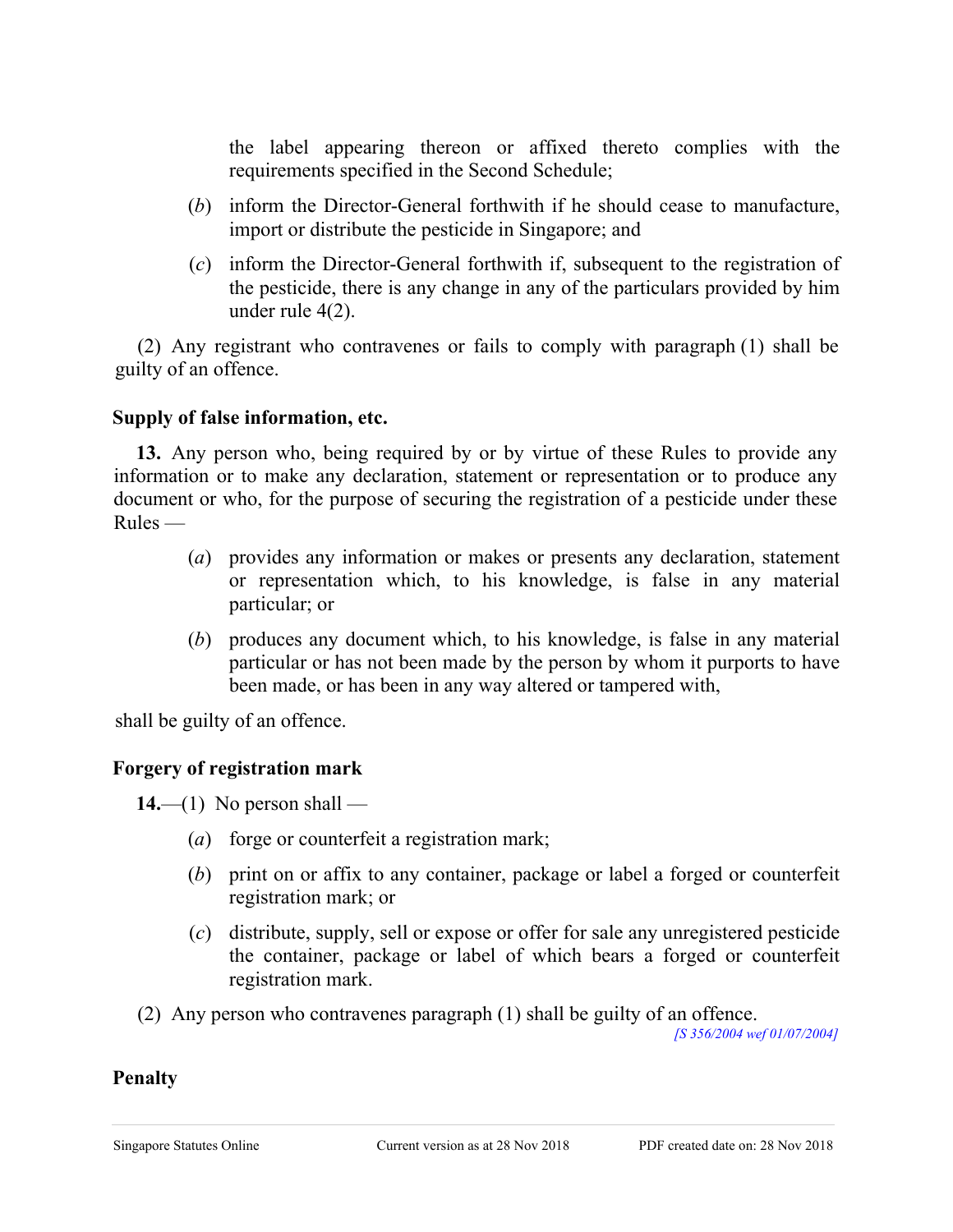the label appearing thereon or affixed thereto complies with the requirements specified in the Second Schedule;

(*b*) inform the Director-General forthwith if he should cease to manufacture, import or distribute the pesticide in Singapore; and

(*c*) inform the Director-General forthwith if, subsequent to the registration of the pesticide, there is any change in any of the particulars provided by him under rule 4(2).

(2) Any registrant who contravenes or fails to comply with paragraph (1) shall be guilty of an offence.

**Supply of false information, etc.**

**13.** Any person who, being required by or by virtue of these Rules to provide any information or to make any declaration, statement or representation or to produce any document or who, for the purpose of securing the registration of a pesticide under these Rules —

(*a*) provides any information or makes or presents any declaration, statement or representation which, to his knowledge, is false in any material particular; or

(*b*) produces any document which, to his knowledge, is false in any material particular or has not been made by the person by whom it purports to have been made, or has been in any way altered or tampered with,

shall be guilty of an offence.

**Forgery of registration mark**

**14.**—(1) No person shall —

(*a*) forge or counterfeit a registration mark;

(*b*) print on or affix to any container, package or label a forged or counterfeit registration mark; or

(*c*) distribute, supply, sell or expose or offer for sale any unregistered pesticide the container, package or label of which bears a forged or counterfeit registration mark.

(2) Any person who contravenes paragraph (1) shall be guilty of an offence.

*[S 356/2004 wef 01/07/2004]*

**Penalty**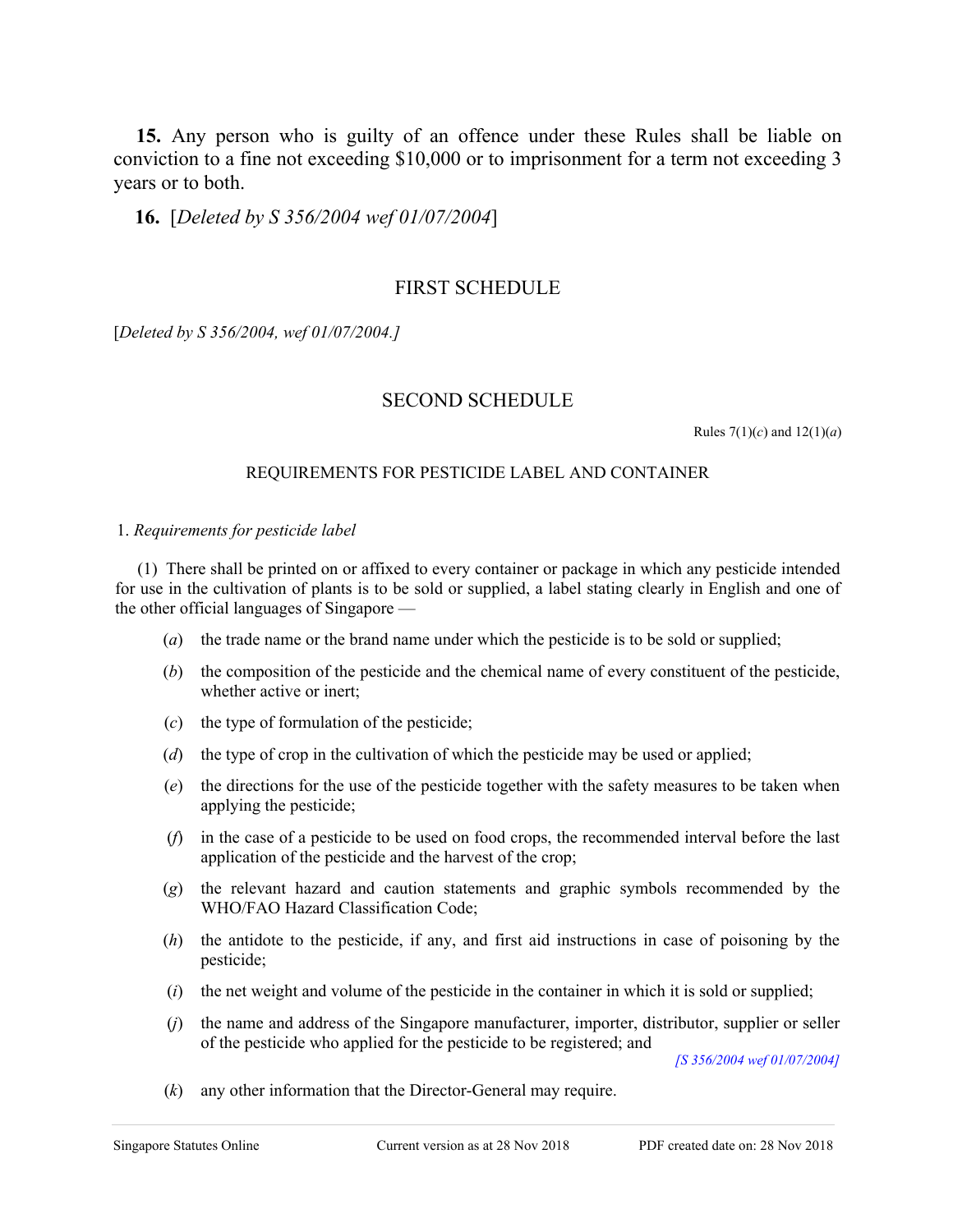**15.** Any person who is guilty of an offence under these Rules shall be liable on conviction to a fine not exceeding $10,000 or to imprisonment for a term not exceeding 3 years or to both.

**16.** [*Deleted by S 356/2004 wef 01/07/2004*]

## FIRST SCHEDULE

[*Deleted by S 356/2004, wef 01/07/2004.]*

## SECOND SCHEDULE

Rules 7(1)(*c*) and 12(1)(*a*)

### REQUIREMENTS FOR PESTICIDE LABEL AND CONTAINER

1. *Requirements for pesticide label*

(1) There shall be printed on or affixed to every container or package in which any pesticide intended for use in the cultivation of plants is to be sold or supplied, a label stating clearly in English and one of the other official languages of Singapore —

(*a*) the trade name or the brand name under which the pesticide is to be sold or supplied;

(*b*) the composition of the pesticide and the chemical name of every constituent of the pesticide, whether active or inert;

(*c*) the type of formulation of the pesticide;

(*d*) the type of crop in the cultivation of which the pesticide may be used or applied;

(*e*) the directions for the use of the pesticide together with the safety measures to be taken when applying the pesticide;

(*f*) in the case of a pesticide to be used on food crops, the recommended interval before the last application of the pesticide and the harvest of the crop;

(*g*) the relevant hazard and caution statements and graphic symbols recommended by the WHO/FAO Hazard Classification Code;

(*h*) the antidote to the pesticide, if any, and first aid instructions in case of poisoning by the pesticide;

(*i*) the net weight and volume of the pesticide in the container in which it is sold or supplied;

(*j*) the name and address of the Singapore manufacturer, importer, distributor, supplier or seller of the pesticide who applied for the pesticide to be registered; and

*[S 356/2004 wef 01/07/2004]*

(*k*) any other information that the Director-General may require.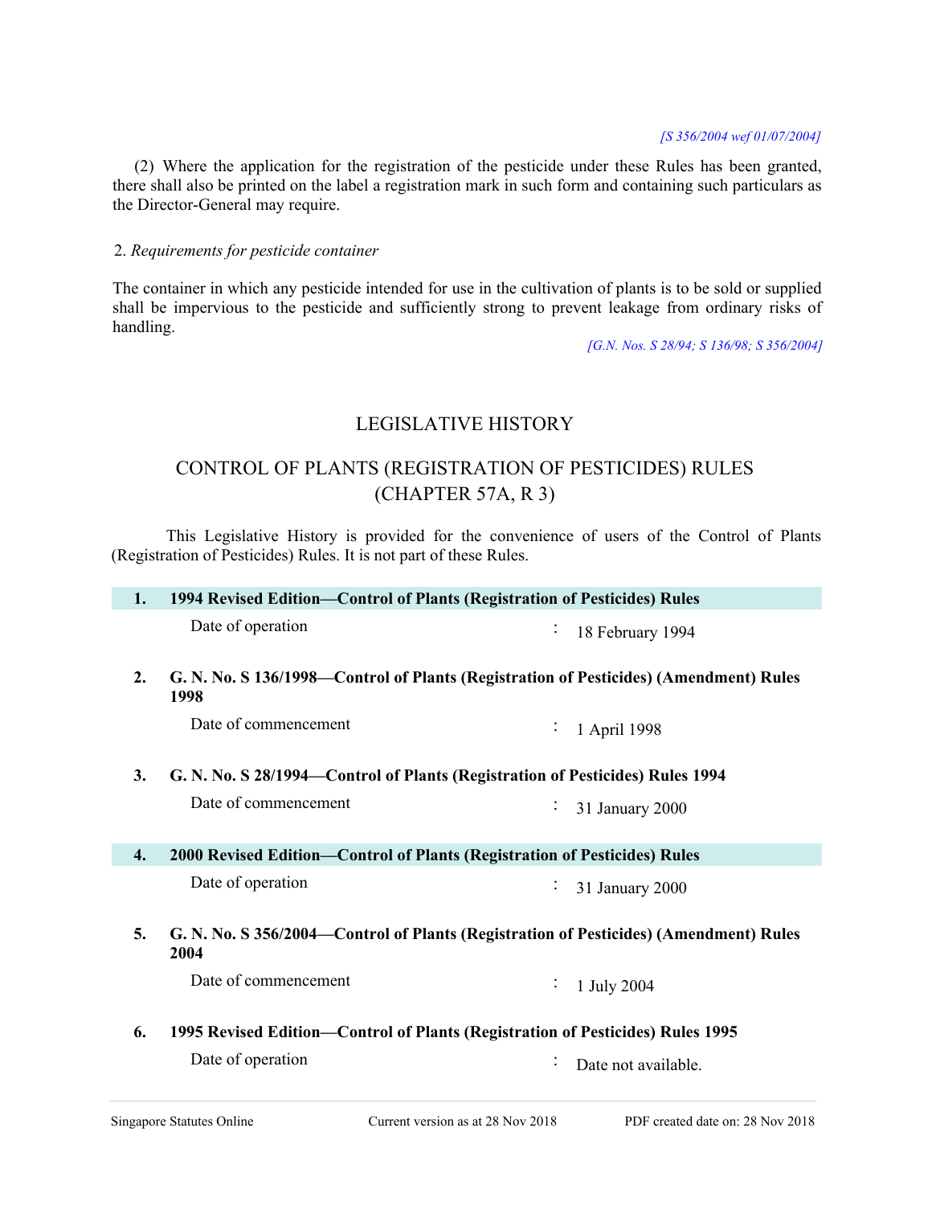[S 356/2004 wef 01/07/2004]

(2) Where the application for the registration of the pesticide under these Rules has been granted, there shall also be printed on the label a registration mark in such form and containing such particulars as the Director-General may require.

2. *Requirements for pesticide container*

The container in which any pesticide intended for use in the cultivation of plants is to be sold or supplied shall be impervious to the pesticide and sufficiently strong to prevent leakage from ordinary risks of handling.

[G.N. Nos. S 28/94; S 136/98; S 356/2004]

# LEGISLATIVE HISTORY

## CONTROL OF PLANTS (REGISTRATION OF PESTICIDES) RULES (CHAPTER 57A, R 3)

This Legislative History is provided for the convenience of users of the Control of Plants (Registration of Pesticides) Rules. It is not part of these Rules.

**1. 1994 Revised Edition—Control of Plants (Registration of Pesticides) Rules**

Date of operation : 18 February 1994

**2. G. N. No. S 136/1998—Control of Plants (Registration of Pesticides) (Amendment) Rules 1998**

Date of commencement : 1 April 1998

**3. G. N. No. S 28/1994—Control of Plants (Registration of Pesticides) Rules 1994**

Date of commencement : 31 January 2000

**4. 2000 Revised Edition—Control of Plants (Registration of Pesticides) Rules**

Date of operation : 31 January 2000

**5. G. N. No. S 356/2004—Control of Plants (Registration of Pesticides) (Amendment) Rules 2004**

Date of commencement : 1 July 2004

**6. 1995 Revised Edition—Control of Plants (Registration of Pesticides) Rules 1995**

Date of operation : Date not available.